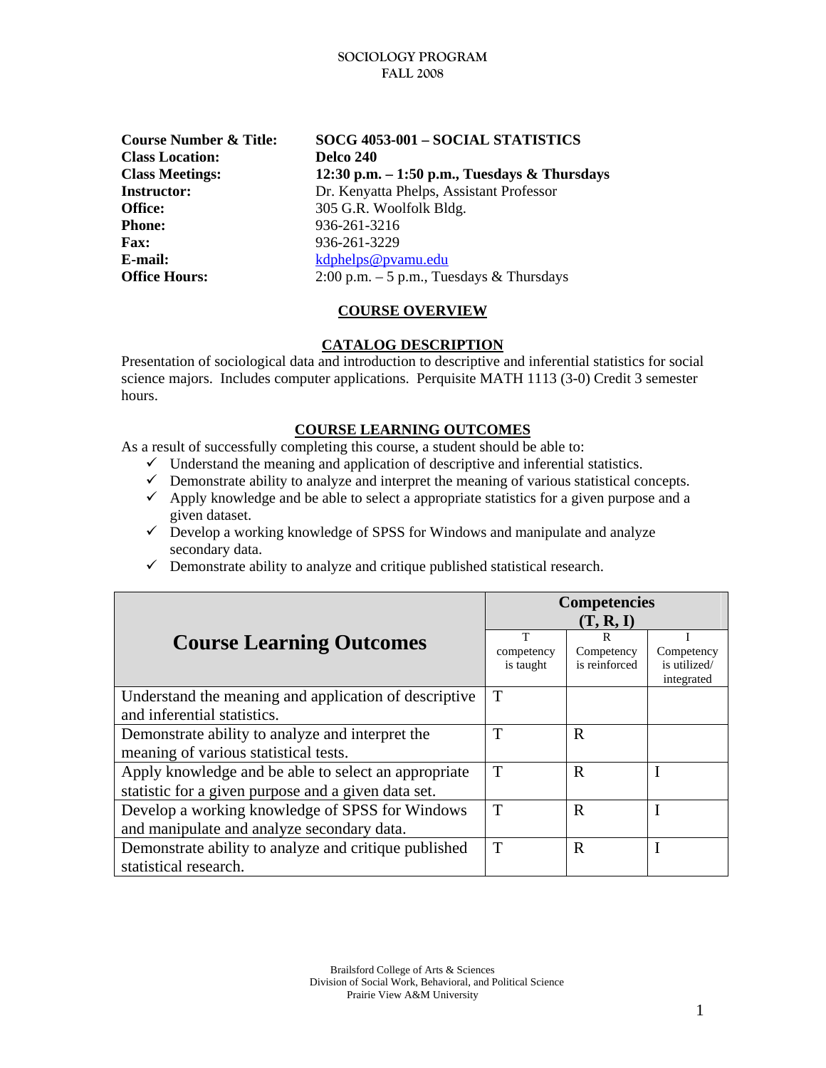**SOCIOLOGY PROGRAM**
**FALL 2008**

| | |
|---|---|
| **Course Number & Title:** | **SOCG 4053-001 – SOCIAL STATISTICS** |
| **Class Location:** | **Delco 240** |
| **Class Meetings:** | **12:30 p.m. – 1:50 p.m., Tuesdays & Thursdays** |
| **Instructor:** | Dr. Kenyatta Phelps, Assistant Professor |
| **Office:** | 305 G.R. Woolfolk Bldg. |
| **Phone:** | 936-261-3216 |
| **Fax:** | 936-261-3229 |
| **E-mail:** | kdphelps@pvamu.edu |
| **Office Hours:** | 2:00 p.m. – 5 p.m., Tuesdays & Thursdays |

## COURSE OVERVIEW

### CATALOG DESCRIPTION

Presentation of sociological data and introduction to descriptive and inferential statistics for social science majors. Includes computer applications. Perquisite MATH 1113 (3-0) Credit 3 semester hours.

### COURSE LEARNING OUTCOMES

As a result of successfully completing this course, a student should be able to:

- ✓ Understand the meaning and application of descriptive and inferential statistics.
- ✓ Demonstrate ability to analyze and interpret the meaning of various statistical concepts.
- ✓ Apply knowledge and be able to select a appropriate statistics for a given purpose and a given dataset.
- ✓ Develop a working knowledge of SPSS for Windows and manipulate and analyze secondary data.
- ✓ Demonstrate ability to analyze and critique published statistical research.

| **Course Learning Outcomes** | **Competencies (T, R, I)** | | |
|---|---|---|---|
| | T competency is taught | R Competency is reinforced | I Competency is utilized/ integrated |
| Understand the meaning and application of descriptive and inferential statistics. | T | | |
| Demonstrate ability to analyze and interpret the meaning of various statistical tests. | T | R | |
| Apply knowledge and be able to select an appropriate statistic for a given purpose and a given data set. | T | R | I |
| Develop a working knowledge of SPSS for Windows and manipulate and analyze secondary data. | T | R | I |
| Demonstrate ability to analyze and critique published statistical research. | T | R | I |

Brailsford College of Arts & Sciences
Division of Social Work, Behavioral, and Political Science
Prairie View A&M University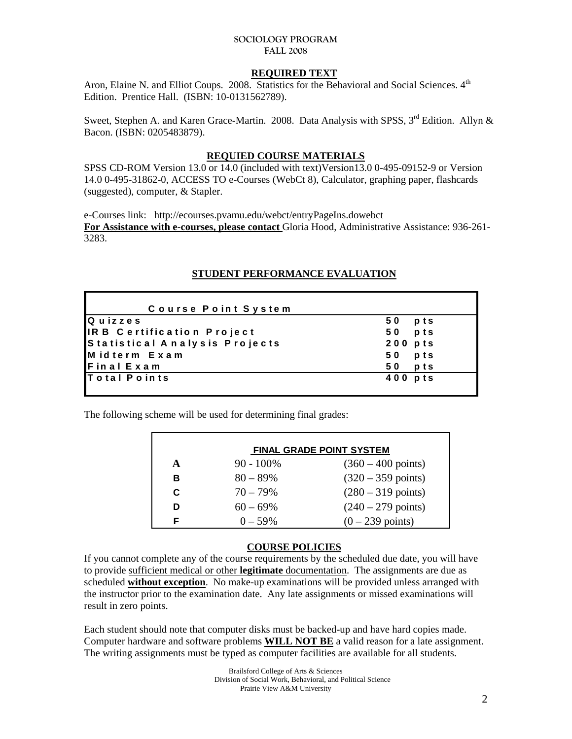**SOCIOLOGY PROGRAM**
**FALL 2008**

## REQUIRED TEXT

Aron, Elaine N. and Elliot Coups. 2008. Statistics for the Behavioral and Social Sciences. 4th Edition. Prentice Hall. (ISBN: 10-0131562789).

Sweet, Stephen A. and Karen Grace-Martin. 2008. Data Analysis with SPSS, 3rd Edition. Allyn & Bacon. (ISBN: 0205483879).

## REQUIED COURSE MATERIALS

SPSS CD-ROM Version 13.0 or 14.0 (included with text)Version13.0 0-495-09152-9 or Version 14.0 0-495-31862-0, ACCESS TO e-Courses (WebCt 8), Calculator, graphing paper, flashcards (suggested), computer, & Stapler.

e-Courses link: http://ecourses.pvamu.edu/webct/entryPageIns.dowebct
**For Assistance with e-courses, please contact** Gloria Hood, Administrative Assistance: 936-261-3283.

## STUDENT PERFORMANCE EVALUATION

| Course Point System | |
|---|---|
| Quizzes | 50 pts |
| IRB Certification Project | 50 pts |
| Statistical Analysis Projects | 200 pts |
| Midterm Exam | 50 pts |
| Final Exam | 50 pts |
| Total Points | 400 pts |

The following scheme will be used for determining final grades:

| FINAL GRADE POINT SYSTEM | | |
|---|---|---|
| **A** | 90 - 100% | (360 – 400 points) |
| **B** | 80 – 89% | (320 – 359 points) |
| **C** | 70 – 79% | (280 – 319 points) |
| **D** | 60 – 69% | (240 – 279 points) |
| **F** | 0 – 59% | (0 – 239 points) |

## COURSE POLICIES

If you cannot complete any of the course requirements by the scheduled due date, you will have to provide sufficient medical or other **legitimate** documentation. The assignments are due as scheduled **without exception**. No make-up examinations will be provided unless arranged with the instructor prior to the examination date. Any late assignments or missed examinations will result in zero points.

Each student should note that computer disks must be backed-up and have hard copies made. Computer hardware and software problems **WILL NOT BE** a valid reason for a late assignment. The writing assignments must be typed as computer facilities are available for all students.

Brailsford College of Arts & Sciences
Division of Social Work, Behavioral, and Political Science
Prairie View A&M University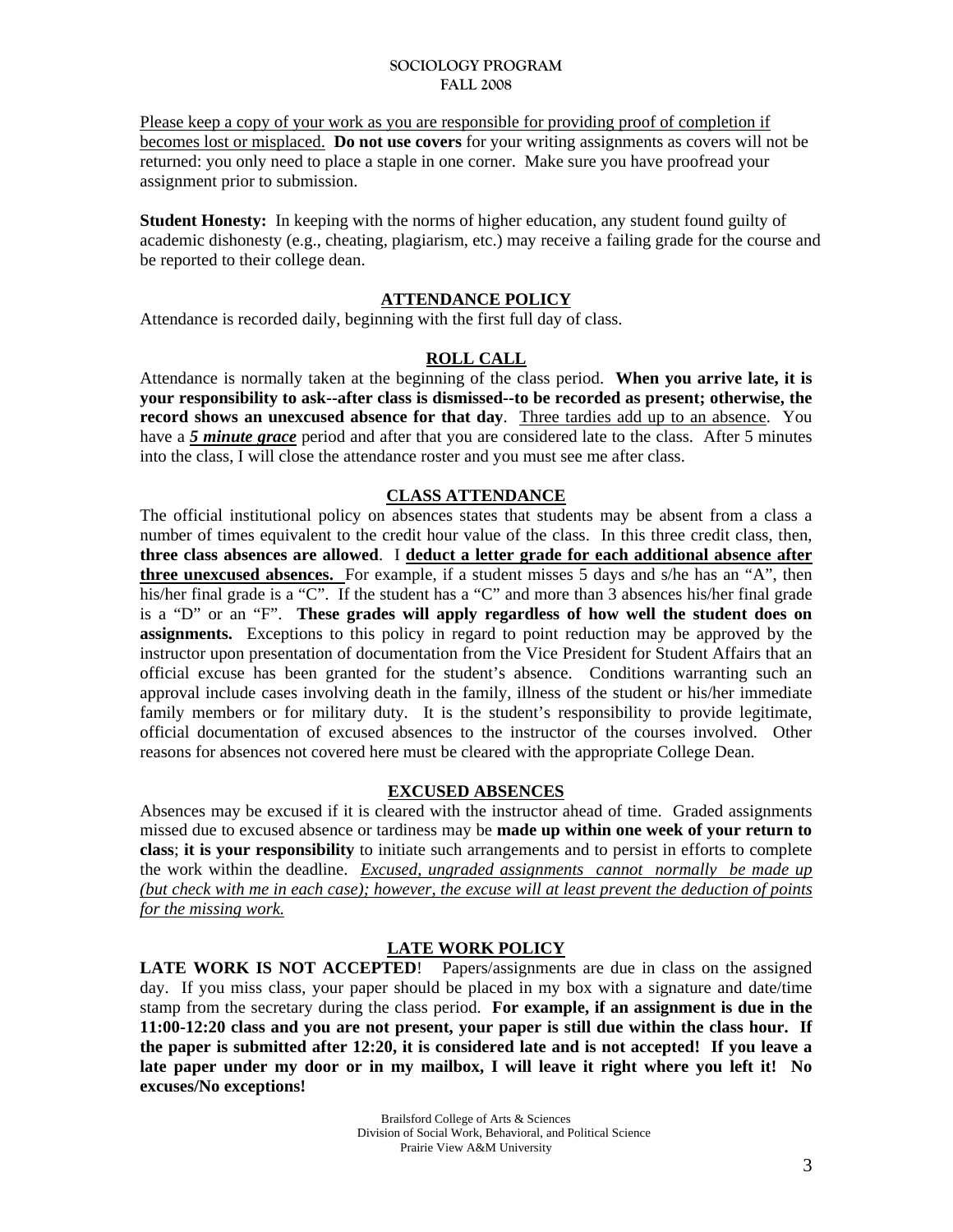Please keep a copy of your work as you are responsible for providing proof of completion if becomes lost or misplaced. **Do not use covers** for your writing assignments as covers will not be returned: you only need to place a staple in one corner. Make sure you have proofread your assignment prior to submission.

**Student Honesty:** In keeping with the norms of higher education, any student found guilty of academic dishonesty (e.g., cheating, plagiarism, etc.) may receive a failing grade for the course and be reported to their college dean.

## ATTENDANCE POLICY

Attendance is recorded daily, beginning with the first full day of class.

## ROLL CALL

Attendance is normally taken at the beginning of the class period. **When you arrive late, it is your responsibility to ask--after class is dismissed--to be recorded as present; otherwise, the record shows an unexcused absence for that day**. Three tardies add up to an absence. You have a ***5 minute grace*** period and after that you are considered late to the class. After 5 minutes into the class, I will close the attendance roster and you must see me after class.

## CLASS ATTENDANCE

The official institutional policy on absences states that students may be absent from a class a number of times equivalent to the credit hour value of the class. In this three credit class, then, **three class absences are allowed**. I **deduct a letter grade for each additional absence after three unexcused absences.** For example, if a student misses 5 days and s/he has an "A", then his/her final grade is a "C". If the student has a "C" and more than 3 absences his/her final grade is a "D" or an "F". **These grades will apply regardless of how well the student does on assignments.** Exceptions to this policy in regard to point reduction may be approved by the instructor upon presentation of documentation from the Vice President for Student Affairs that an official excuse has been granted for the student's absence. Conditions warranting such an approval include cases involving death in the family, illness of the student or his/her immediate family members or for military duty. It is the student's responsibility to provide legitimate, official documentation of excused absences to the instructor of the courses involved. Other reasons for absences not covered here must be cleared with the appropriate College Dean.

## EXCUSED ABSENCES

Absences may be excused if it is cleared with the instructor ahead of time. Graded assignments missed due to excused absence or tardiness may be **made up within one week of your return to class**; **it is your responsibility** to initiate such arrangements and to persist in efforts to complete the work within the deadline. *Excused, ungraded assignments cannot normally be made up (but check with me in each case); however, the excuse will at least prevent the deduction of points for the missing work.*

## LATE WORK POLICY

**LATE WORK IS NOT ACCEPTED**! Papers/assignments are due in class on the assigned day. If you miss class, your paper should be placed in my box with a signature and date/time stamp from the secretary during the class period. **For example, if an assignment is due in the 11:00-12:20 class and you are not present, your paper is still due within the class hour. If the paper is submitted after 12:20, it is considered late and is not accepted! If you leave a late paper under my door or in my mailbox, I will leave it right where you left it! No excuses/No exceptions!**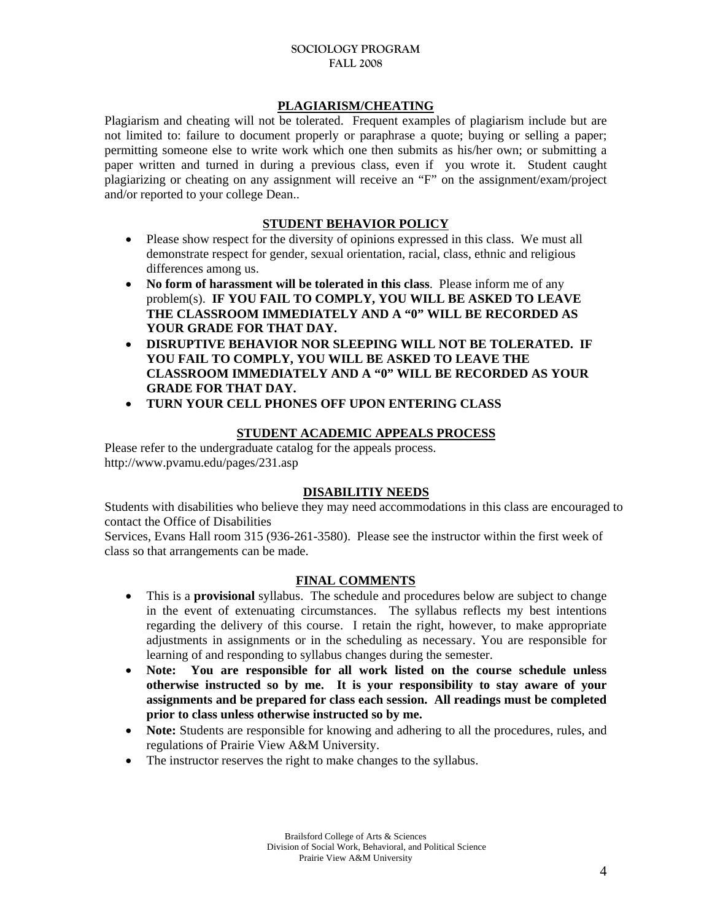## PLAGIARISM/CHEATING

Plagiarism and cheating will not be tolerated. Frequent examples of plagiarism include but are not limited to: failure to document properly or paraphrase a quote; buying or selling a paper; permitting someone else to write work which one then submits as his/her own; or submitting a paper written and turned in during a previous class, even if you wrote it. Student caught plagiarizing or cheating on any assignment will receive an "F" on the assignment/exam/project and/or reported to your college Dean..

## STUDENT BEHAVIOR POLICY

- Please show respect for the diversity of opinions expressed in this class. We must all demonstrate respect for gender, sexual orientation, racial, class, ethnic and religious differences among us.
- **No form of harassment will be tolerated in this class**. Please inform me of any problem(s). **IF YOU FAIL TO COMPLY, YOU WILL BE ASKED TO LEAVE THE CLASSROOM IMMEDIATELY AND A "0" WILL BE RECORDED AS YOUR GRADE FOR THAT DAY.**
- **DISRUPTIVE BEHAVIOR NOR SLEEPING WILL NOT BE TOLERATED. IF YOU FAIL TO COMPLY, YOU WILL BE ASKED TO LEAVE THE CLASSROOM IMMEDIATELY AND A "0" WILL BE RECORDED AS YOUR GRADE FOR THAT DAY.**
- **TURN YOUR CELL PHONES OFF UPON ENTERING CLASS**

## STUDENT ACADEMIC APPEALS PROCESS

Please refer to the undergraduate catalog for the appeals process.
http://www.pvamu.edu/pages/231.asp

## DISABILITIY NEEDS

Students with disabilities who believe they may need accommodations in this class are encouraged to contact the Office of Disabilities
Services, Evans Hall room 315 (936-261-3580). Please see the instructor within the first week of class so that arrangements can be made.

## FINAL COMMENTS

- This is a **provisional** syllabus. The schedule and procedures below are subject to change in the event of extenuating circumstances. The syllabus reflects my best intentions regarding the delivery of this course. I retain the right, however, to make appropriate adjustments in assignments or in the scheduling as necessary. You are responsible for learning of and responding to syllabus changes during the semester.
- **Note: You are responsible for all work listed on the course schedule unless otherwise instructed so by me. It is your responsibility to stay aware of your assignments and be prepared for class each session. All readings must be completed prior to class unless otherwise instructed so by me.**
- **Note:** Students are responsible for knowing and adhering to all the procedures, rules, and regulations of Prairie View A&M University.
- The instructor reserves the right to make changes to the syllabus.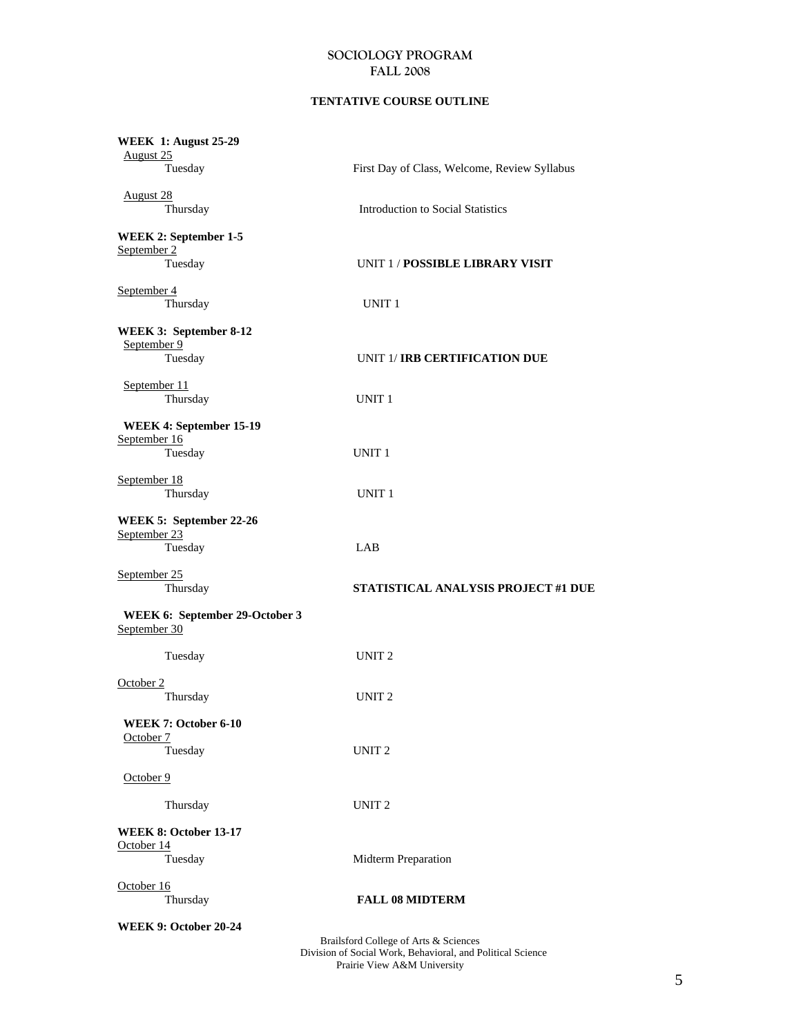# SOCIOLOGY PROGRAM
# FALL 2008

## TENTATIVE COURSE OUTLINE

**WEEK 1: August 25-29**

August 25
Tuesday — First Day of Class, Welcome, Review Syllabus

August 28
Thursday — Introduction to Social Statistics

**WEEK 2: September 1-5**

September 2
Tuesday — UNIT 1 / **POSSIBLE LIBRARY VISIT**

September 4
Thursday — UNIT 1

**WEEK 3: September 8-12**

September 9
Tuesday — UNIT 1/ **IRB CERTIFICATION DUE**

September 11
Thursday — UNIT 1

**WEEK 4: September 15-19**

September 16
Tuesday — UNIT 1

September 18
Thursday — UNIT 1

**WEEK 5: September 22-26**

September 23
Tuesday — LAB

September 25
Thursday — **STATISTICAL ANALYSIS PROJECT #1 DUE**

**WEEK 6: September 29-October 3**

September 30
Tuesday — UNIT 2

October 2
Thursday — UNIT 2

**WEEK 7: October 6-10**

October 7
Tuesday — UNIT 2

October 9
Thursday — UNIT 2

**WEEK 8: October 13-17**

October 14
Tuesday — Midterm Preparation

October 16
Thursday — **FALL 08 MIDTERM**

**WEEK 9: October 20-24**

Brailsford College of Arts & Sciences
Division of Social Work, Behavioral, and Political Science
Prairie View A&M University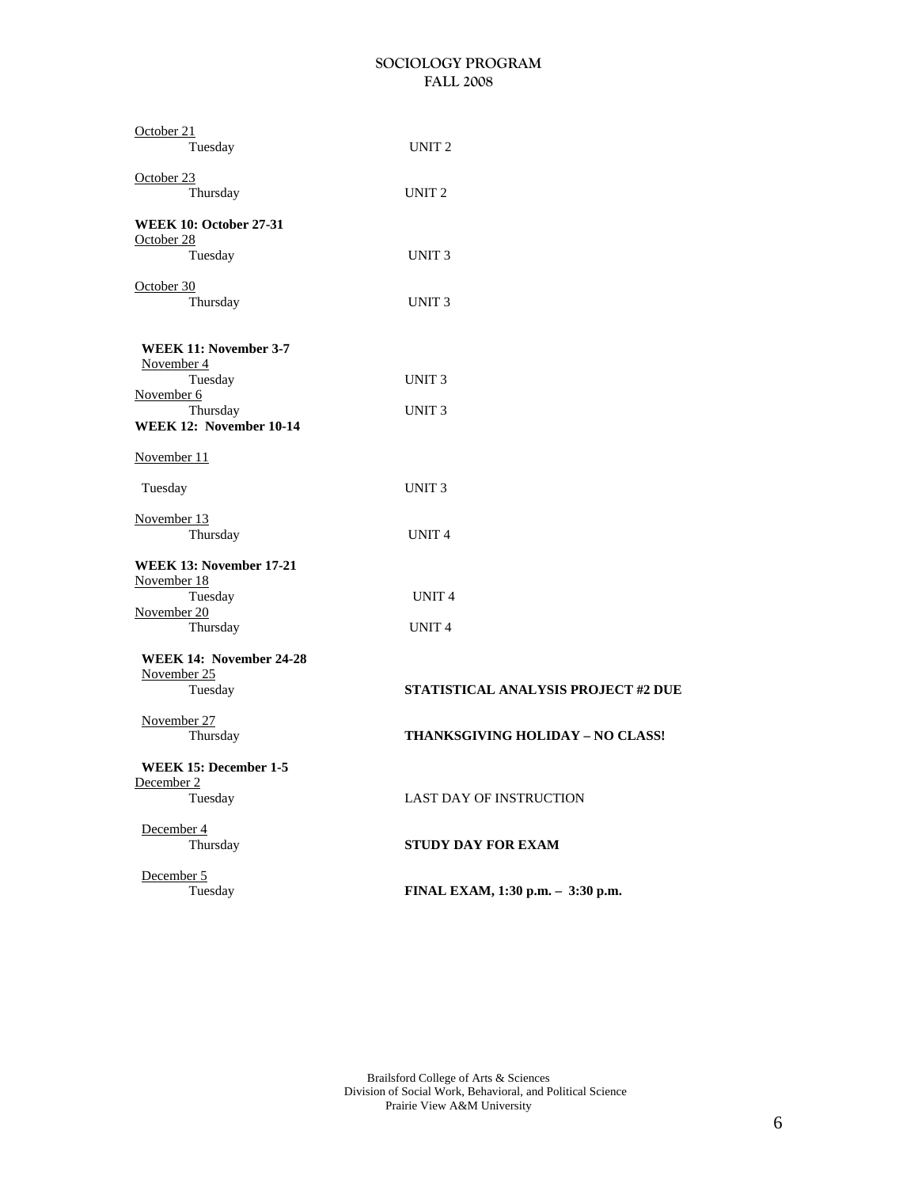# SOCIOLOGY PROGRAM
## FALL 2008

October 21
Tuesday — UNIT 2

October 23
Thursday — UNIT 2

**WEEK 10: October 27-31**

October 28
Tuesday — UNIT 3

October 30
Thursday — UNIT 3

**WEEK 11: November 3-7**

November 4
Tuesday — UNIT 3

November 6
Thursday — UNIT 3

**WEEK 12: November 10-14**

November 11
Tuesday — UNIT 3

November 13
Thursday — UNIT 4

**WEEK 13: November 17-21**

November 18
Tuesday — UNIT 4

November 20
Thursday — UNIT 4

**WEEK 14: November 24-28**

November 25
Tuesday — **STATISTICAL ANALYSIS PROJECT #2 DUE**

November 27
Thursday — **THANKSGIVING HOLIDAY – NO CLASS!**

**WEEK 15: December 1-5**

December 2
Tuesday — LAST DAY OF INSTRUCTION

December 4
Thursday — **STUDY DAY FOR EXAM**

December 5
Tuesday — **FINAL EXAM, 1:30 p.m. – 3:30 p.m.**

Brailsford College of Arts & Sciences
Division of Social Work, Behavioral, and Political Science
Prairie View A&M University